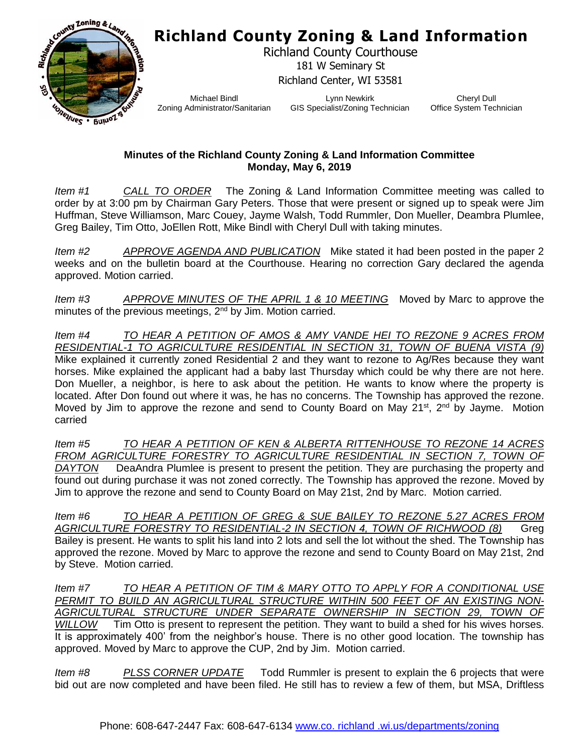# Richland County Zoning & Land Information

Richland County Courthouse
181 W Seminary St
Richland Center, WI 53581

Michael Bindl
Zoning Administrator/Sanitarian

Lynn Newkirk
GIS Specialist/Zoning Technician

Cheryl Dull
Office System Technician

**Minutes of the Richland County Zoning & Land Information Committee**
**Monday, May 6, 2019**

*Item #1* *CALL TO ORDER* The Zoning & Land Information Committee meeting was called to order by at 3:00 pm by Chairman Gary Peters. Those that were present or signed up to speak were Jim Huffman, Steve Williamson, Marc Couey, Jayme Walsh, Todd Rummler, Don Mueller, Deambra Plumlee, Greg Bailey, Tim Otto, JoEllen Rott, Mike Bindl with Cheryl Dull with taking minutes.

*Item #2* *APPROVE AGENDA AND PUBLICATION* Mike stated it had been posted in the paper 2 weeks and on the bulletin board at the Courthouse. Hearing no correction Gary declared the agenda approved. Motion carried.

*Item #3* *APPROVE MINUTES OF THE APRIL 1 & 10 MEETING* Moved by Marc to approve the minutes of the previous meetings, 2nd by Jim. Motion carried.

*Item #4* *TO HEAR A PETITION OF AMOS & AMY VANDE HEI TO REZONE 9 ACRES FROM RESIDENTIAL-1 TO AGRICULTURE RESIDENTIAL IN SECTION 31, TOWN OF BUENA VISTA (9)* Mike explained it currently zoned Residential 2 and they want to rezone to Ag/Res because they want horses. Mike explained the applicant had a baby last Thursday which could be why there are not here. Don Mueller, a neighbor, is here to ask about the petition. He wants to know where the property is located. After Don found out where it was, he has no concerns. The Township has approved the rezone. Moved by Jim to approve the rezone and send to County Board on May 21st, 2nd by Jayme. Motion carried

*Item #5* *TO HEAR A PETITION OF KEN & ALBERTA RITTENHOUSE TO REZONE 14 ACRES FROM AGRICULTURE FORESTRY TO AGRICULTURE RESIDENTIAL IN SECTION 7, TOWN OF DAYTON* DeaAndra Plumlee is present to present the petition. They are purchasing the property and found out during purchase it was not zoned correctly. The Township has approved the rezone. Moved by Jim to approve the rezone and send to County Board on May 21st, 2nd by Marc. Motion carried.

*Item #6* *TO HEAR A PETITION OF GREG & SUE BAILEY TO REZONE 5.27 ACRES FROM AGRICULTURE FORESTRY TO RESIDENTIAL-2 IN SECTION 4, TOWN OF RICHWOOD (8)* Greg Bailey is present. He wants to split his land into 2 lots and sell the lot without the shed. The Township has approved the rezone. Moved by Marc to approve the rezone and send to County Board on May 21st, 2nd by Steve. Motion carried.

*Item #7* *TO HEAR A PETITION OF TIM & MARY OTTO TO APPLY FOR A CONDITIONAL USE PERMIT TO BUILD AN AGRICULTURAL STRUCTURE WITHIN 500 FEET OF AN EXISTING NON-AGRICULTURAL STRUCTURE UNDER SEPARATE OWNERSHIP IN SECTION 29, TOWN OF WILLOW* Tim Otto is present to represent the petition. They want to build a shed for his wives horses. It is approximately 400' from the neighbor's house. There is no other good location. The township has approved. Moved by Marc to approve the CUP, 2nd by Jim. Motion carried.

*Item #8* *PLSS CORNER UPDATE* Todd Rummler is present to explain the 6 projects that were bid out are now completed and have been filed. He still has to review a few of them, but MSA, Driftless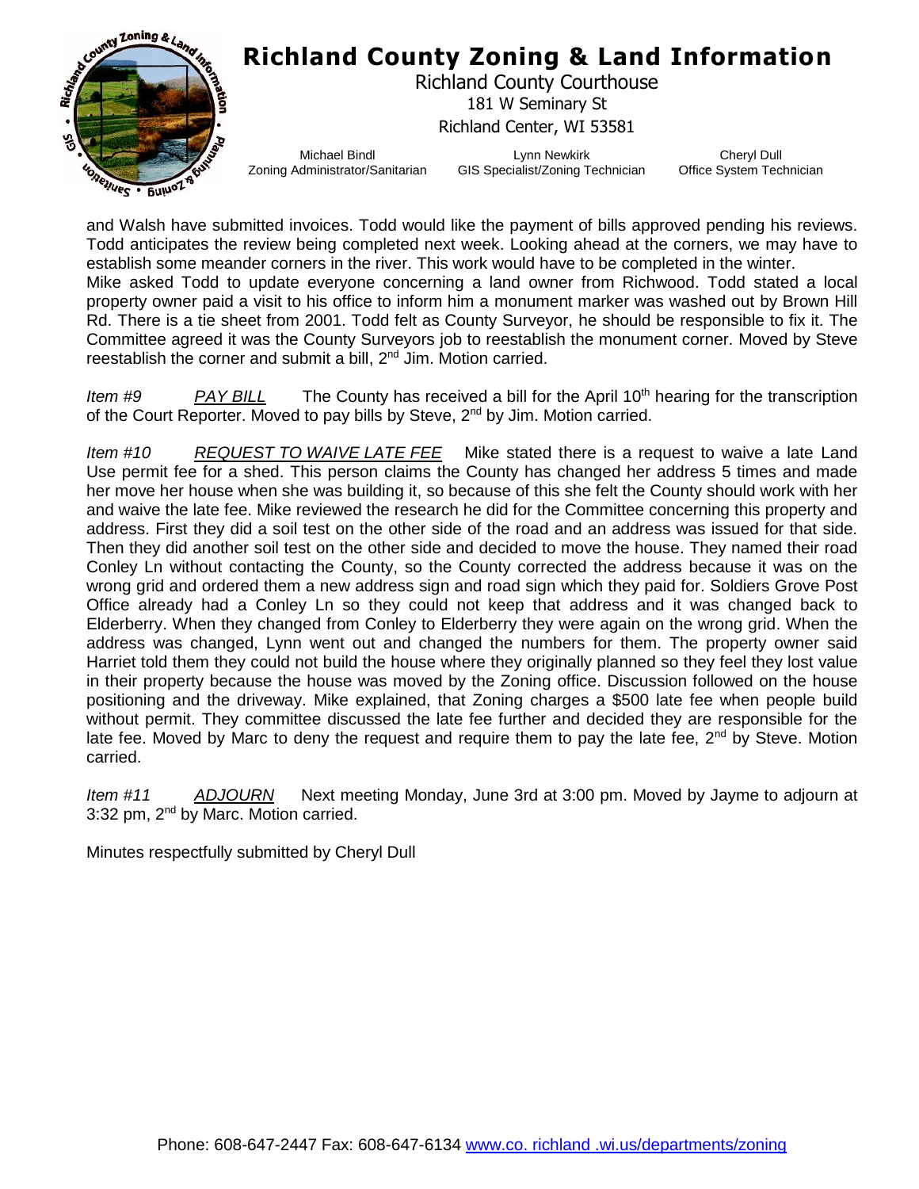# Richland County Zoning & Land Information

Richland County Courthouse
181 W Seminary St
Richland Center, WI 53581

| Michael Bindl | Lynn Newkirk | Cheryl Dull |
|---|---|---|
| Zoning Administrator/Sanitarian | GIS Specialist/Zoning Technician | Office System Technician |

and Walsh have submitted invoices. Todd would like the payment of bills approved pending his reviews. Todd anticipates the review being completed next week. Looking ahead at the corners, we may have to establish some meander corners in the river. This work would have to be completed in the winter.
Mike asked Todd to update everyone concerning a land owner from Richwood. Todd stated a local property owner paid a visit to his office to inform him a monument marker was washed out by Brown Hill Rd. There is a tie sheet from 2001. Todd felt as County Surveyor, he should be responsible to fix it. The Committee agreed it was the County Surveyors job to reestablish the monument corner. Moved by Steve reestablish the corner and submit a bill, 2nd Jim. Motion carried.

*Item #9* *PAY BILL* The County has received a bill for the April 10th hearing for the transcription of the Court Reporter. Moved to pay bills by Steve, 2nd by Jim. Motion carried.

*Item #10* *REQUEST TO WAIVE LATE FEE* Mike stated there is a request to waive a late Land Use permit fee for a shed. This person claims the County has changed her address 5 times and made her move her house when she was building it, so because of this she felt the County should work with her and waive the late fee. Mike reviewed the research he did for the Committee concerning this property and address. First they did a soil test on the other side of the road and an address was issued for that side. Then they did another soil test on the other side and decided to move the house. They named their road Conley Ln without contacting the County, so the County corrected the address because it was on the wrong grid and ordered them a new address sign and road sign which they paid for. Soldiers Grove Post Office already had a Conley Ln so they could not keep that address and it was changed back to Elderberry. When they changed from Conley to Elderberry they were again on the wrong grid. When the address was changed, Lynn went out and changed the numbers for them. The property owner said Harriet told them they could not build the house where they originally planned so they feel they lost value in their property because the house was moved by the Zoning office. Discussion followed on the house positioning and the driveway. Mike explained, that Zoning charges a $500 late fee when people build without permit. They committee discussed the late fee further and decided they are responsible for the late fee. Moved by Marc to deny the request and require them to pay the late fee, 2nd by Steve. Motion carried.

*Item #11* *ADJOURN* Next meeting Monday, June 3rd at 3:00 pm. Moved by Jayme to adjourn at 3:32 pm, 2nd by Marc. Motion carried.

Minutes respectfully submitted by Cheryl Dull

Phone: 608-647-2447 Fax: 608-647-6134 www.co. richland .wi.us/departments/zoning